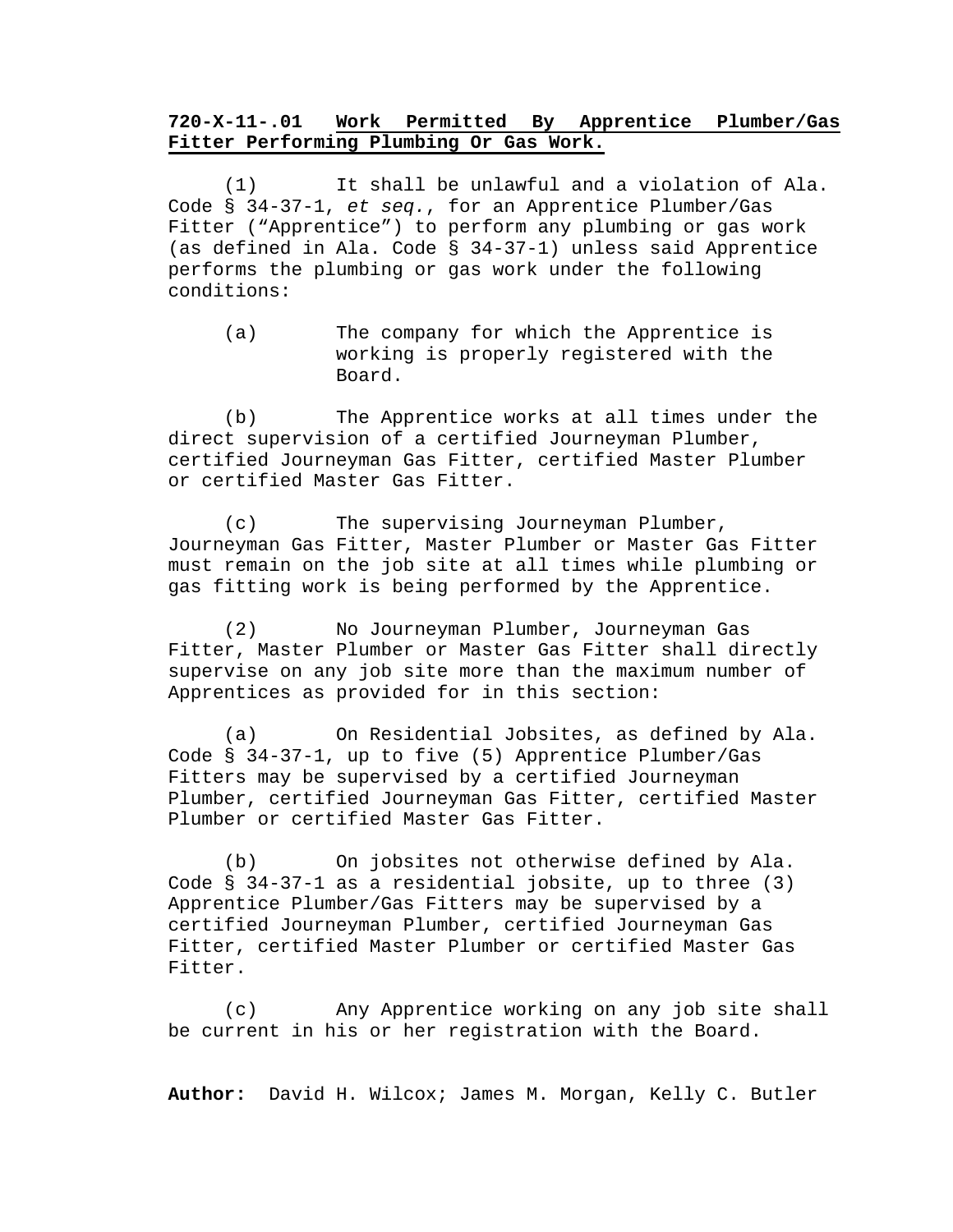**720-X-11-.01 Work Permitted By Apprentice Plumber/Gas Fitter Performing Plumbing Or Gas Work.**

(1) It shall be unlawful and a violation of Ala. Code § 34-37-1, *et seq.*, for an Apprentice Plumber/Gas Fitter ("Apprentice") to perform any plumbing or gas work (as defined in Ala. Code § 34-37-1) unless said Apprentice performs the plumbing or gas work under the following conditions:

(a) The company for which the Apprentice is working is properly registered with the Board.

(b) The Apprentice works at all times under the direct supervision of a certified Journeyman Plumber, certified Journeyman Gas Fitter, certified Master Plumber or certified Master Gas Fitter.

(c) The supervising Journeyman Plumber, Journeyman Gas Fitter, Master Plumber or Master Gas Fitter must remain on the job site at all times while plumbing or gas fitting work is being performed by the Apprentice.

(2) No Journeyman Plumber, Journeyman Gas Fitter, Master Plumber or Master Gas Fitter shall directly supervise on any job site more than the maximum number of Apprentices as provided for in this section:

(a) On Residential Jobsites, as defined by Ala. Code § 34-37-1, up to five (5) Apprentice Plumber/Gas Fitters may be supervised by a certified Journeyman Plumber, certified Journeyman Gas Fitter, certified Master Plumber or certified Master Gas Fitter.

(b) On jobsites not otherwise defined by Ala. Code § 34-37-1 as a residential jobsite, up to three (3) Apprentice Plumber/Gas Fitters may be supervised by a certified Journeyman Plumber, certified Journeyman Gas Fitter, certified Master Plumber or certified Master Gas Fitter.

(c) Any Apprentice working on any job site shall be current in his or her registration with the Board.

**Author:** David H. Wilcox; James M. Morgan, Kelly C. Butler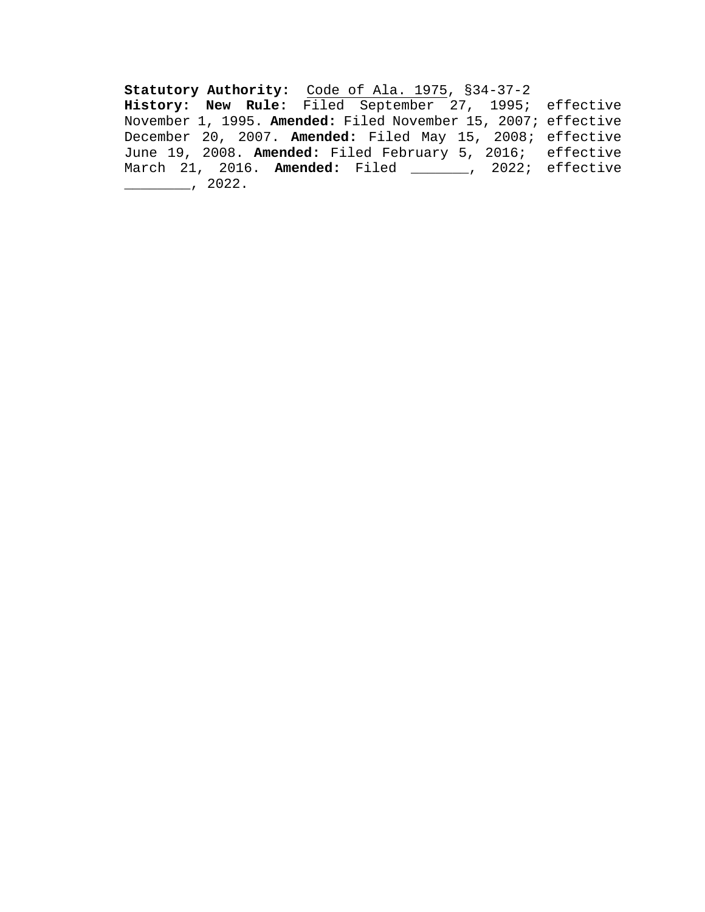**Statutory Authority:** Code of Ala. 1975, §34-37-2
**History: New Rule:** Filed September 27, 1995; effective November 1, 1995. **Amended:** Filed November 15, 2007; effective December 20, 2007. **Amended:** Filed May 15, 2008; effective June 19, 2008. **Amended:** Filed February 5, 2016; effective March 21, 2016. **Amended:** Filed _______, 2022; effective ________, 2022.